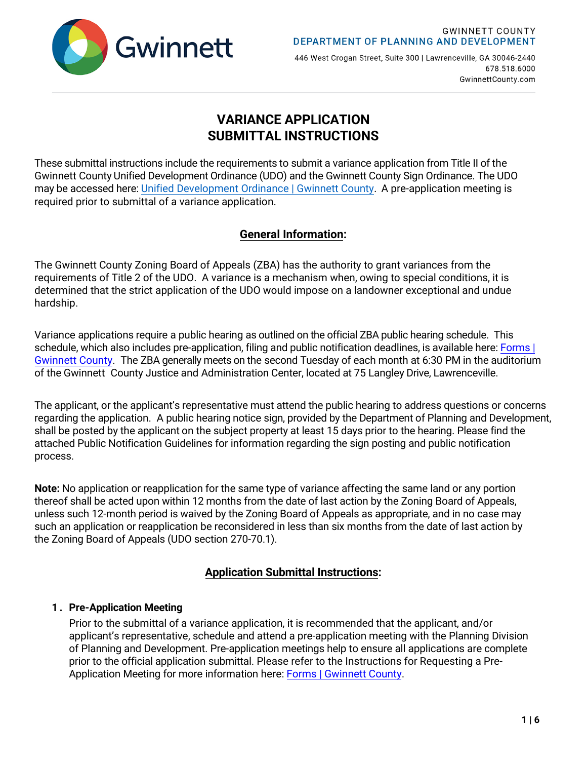GWINNETT COUNTY
DEPARTMENT OF PLANNING AND DEVELOPMENT

446 West Crogan Street, Suite 300 | Lawrenceville, GA 30046-2440
678.518.6000
GwinnettCounty.com

# VARIANCE APPLICATION SUBMITTAL INSTRUCTIONS

These submittal instructions include the requirements to submit a variance application from Title II of the Gwinnett County Unified Development Ordinance (UDO) and the Gwinnett County Sign Ordinance. The UDO may be accessed here: [Unified Development Ordinance | Gwinnett County](). A pre-application meeting is required prior to submittal of a variance application.

## General Information:

The Gwinnett County Zoning Board of Appeals (ZBA) has the authority to grant variances from the requirements of Title 2 of the UDO. A variance is a mechanism when, owing to special conditions, it is determined that the strict application of the UDO would impose on a landowner exceptional and undue hardship.

Variance applications require a public hearing as outlined on the official ZBA public hearing schedule. This schedule, which also includes pre-application, filing and public notification deadlines, is available here: [Forms | Gwinnett County](). The ZBA generally meets on the second Tuesday of each month at 6:30 PM in the auditorium of the Gwinnett County Justice and Administration Center, located at 75 Langley Drive, Lawrenceville.

The applicant, or the applicant's representative must attend the public hearing to address questions or concerns regarding the application. A public hearing notice sign, provided by the Department of Planning and Development, shall be posted by the applicant on the subject property at least 15 days prior to the hearing. Please find the attached Public Notification Guidelines for information regarding the sign posting and public notification process.

**Note:** No application or reapplication for the same type of variance affecting the same land or any portion thereof shall be acted upon within 12 months from the date of last action by the Zoning Board of Appeals, unless such 12-month period is waived by the Zoning Board of Appeals as appropriate, and in no case may such an application or reapplication be reconsidered in less than six months from the date of last action by the Zoning Board of Appeals (UDO section 270-70.1).

## Application Submittal Instructions:

1. **Pre-Application Meeting**
   Prior to the submittal of a variance application, it is recommended that the applicant, and/or applicant's representative, schedule and attend a pre-application meeting with the Planning Division of Planning and Development. Pre-application meetings help to ensure all applications are complete prior to the official application submittal. Please refer to the Instructions for Requesting a Pre-Application Meeting for more information here: [Forms | Gwinnett County]().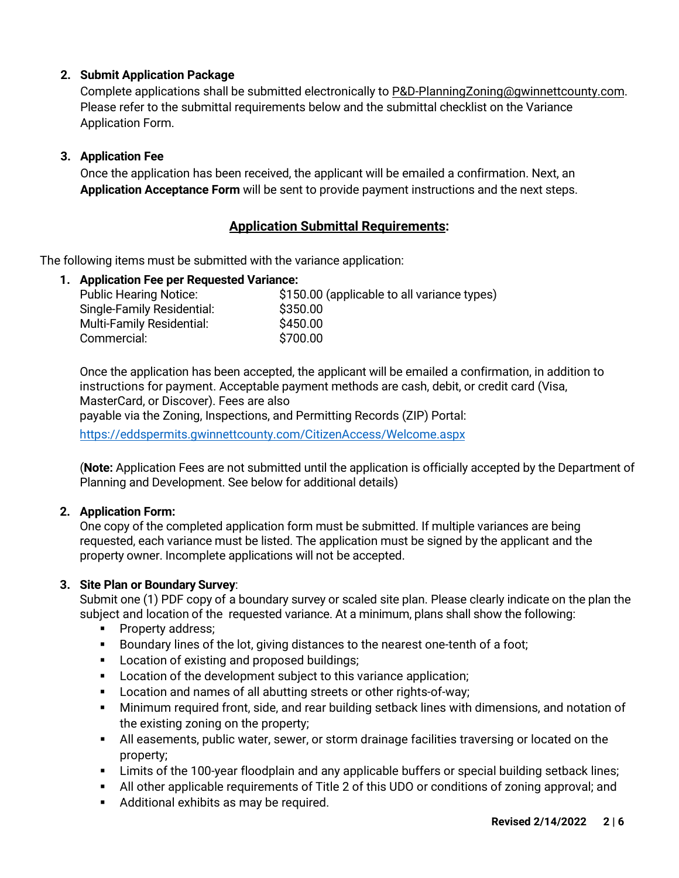2. **Submit Application Package**
   Complete applications shall be submitted electronically to P&D-PlanningZoning@gwinnettcounty.com. Please refer to the submittal requirements below and the submittal checklist on the Variance Application Form.

3. **Application Fee**
   Once the application has been received, the applicant will be emailed a confirmation. Next, an **Application Acceptance Form** will be sent to provide payment instructions and the next steps.

## <u>Application Submittal Requirements</u>:

The following items must be submitted with the variance application:

1. **Application Fee per Requested Variance:**

   | | |
   |---|---|
   | Public Hearing Notice: | $150.00 (applicable to all variance types) |
   | Single-Family Residential: | $350.00 |
   | Multi-Family Residential: | $450.00 |
   | Commercial: | $700.00 |

   Once the application has been accepted, the applicant will be emailed a confirmation, in addition to instructions for payment. Acceptable payment methods are cash, debit, or credit card (Visa, MasterCard, or Discover). Fees are also payable via the Zoning, Inspections, and Permitting Records (ZIP) Portal:

   https://eddspermits.gwinnettcounty.com/CitizenAccess/Welcome.aspx

   (**Note:** Application Fees are not submitted until the application is officially accepted by the Department of Planning and Development. See below for additional details)

2. **Application Form:**
   One copy of the completed application form must be submitted. If multiple variances are being requested, each variance must be listed. The application must be signed by the applicant and the property owner. Incomplete applications will not be accepted.

3. **Site Plan or Boundary Survey**:
   Submit one (1) PDF copy of a boundary survey or scaled site plan. Please clearly indicate on the plan the subject and location of the requested variance. At a minimum, plans shall show the following:
   - Property address;
   - Boundary lines of the lot, giving distances to the nearest one-tenth of a foot;
   - Location of existing and proposed buildings;
   - Location of the development subject to this variance application;
   - Location and names of all abutting streets or other rights-of-way;
   - Minimum required front, side, and rear building setback lines with dimensions, and notation of the existing zoning on the property;
   - All easements, public water, sewer, or storm drainage facilities traversing or located on the property;
   - Limits of the 100-year floodplain and any applicable buffers or special building setback lines;
   - All other applicable requirements of Title 2 of this UDO or conditions of zoning approval; and
   - Additional exhibits as may be required.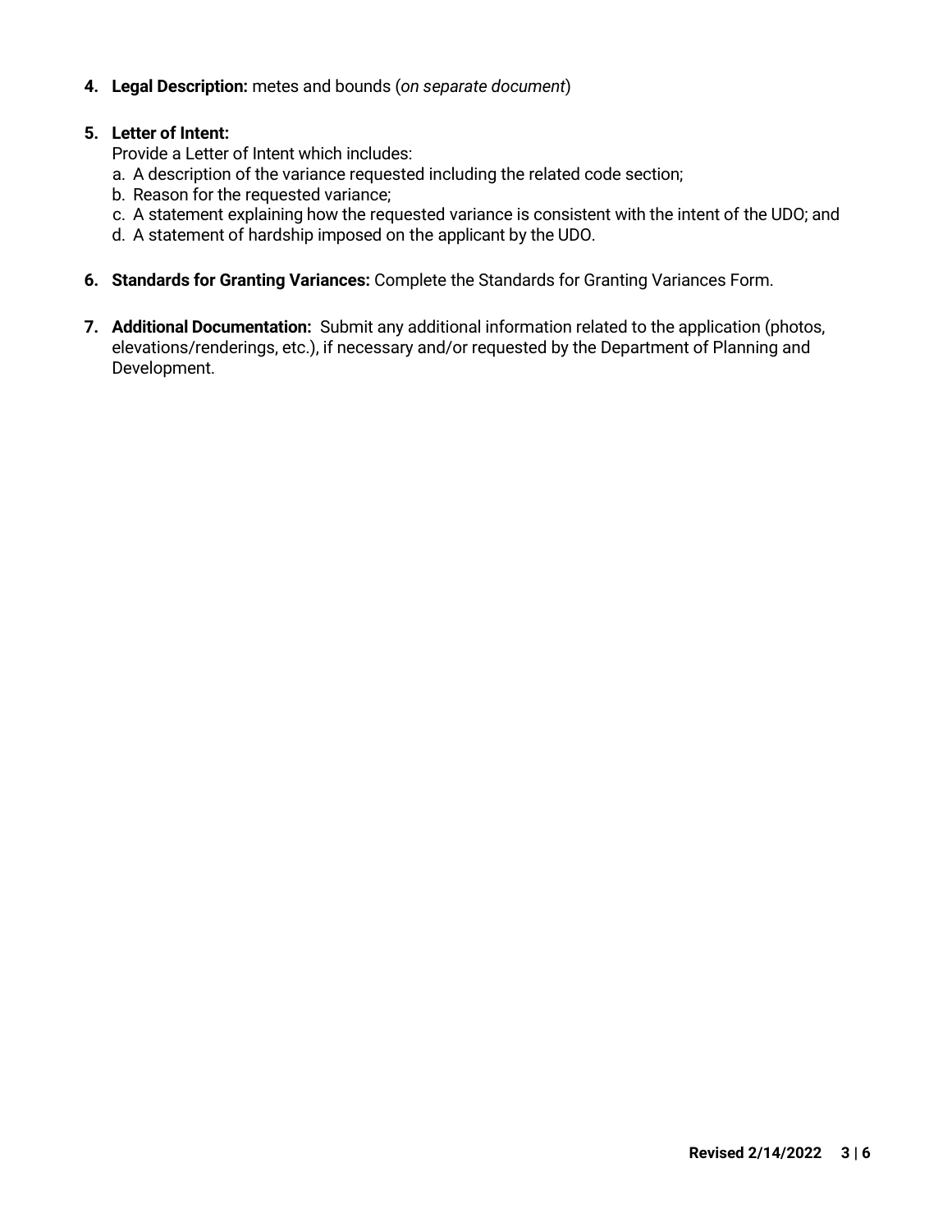4. **Legal Description:** metes and bounds (*on separate document*)

5. **Letter of Intent:**
   Provide a Letter of Intent which includes:
   a. A description of the variance requested including the related code section;
   b. Reason for the requested variance;
   c. A statement explaining how the requested variance is consistent with the intent of the UDO; and
   d. A statement of hardship imposed on the applicant by the UDO.

6. **Standards for Granting Variances:** Complete the Standards for Granting Variances Form.

7. **Additional Documentation:** Submit any additional information related to the application (photos, elevations/renderings, etc.), if necessary and/or requested by the Department of Planning and Development.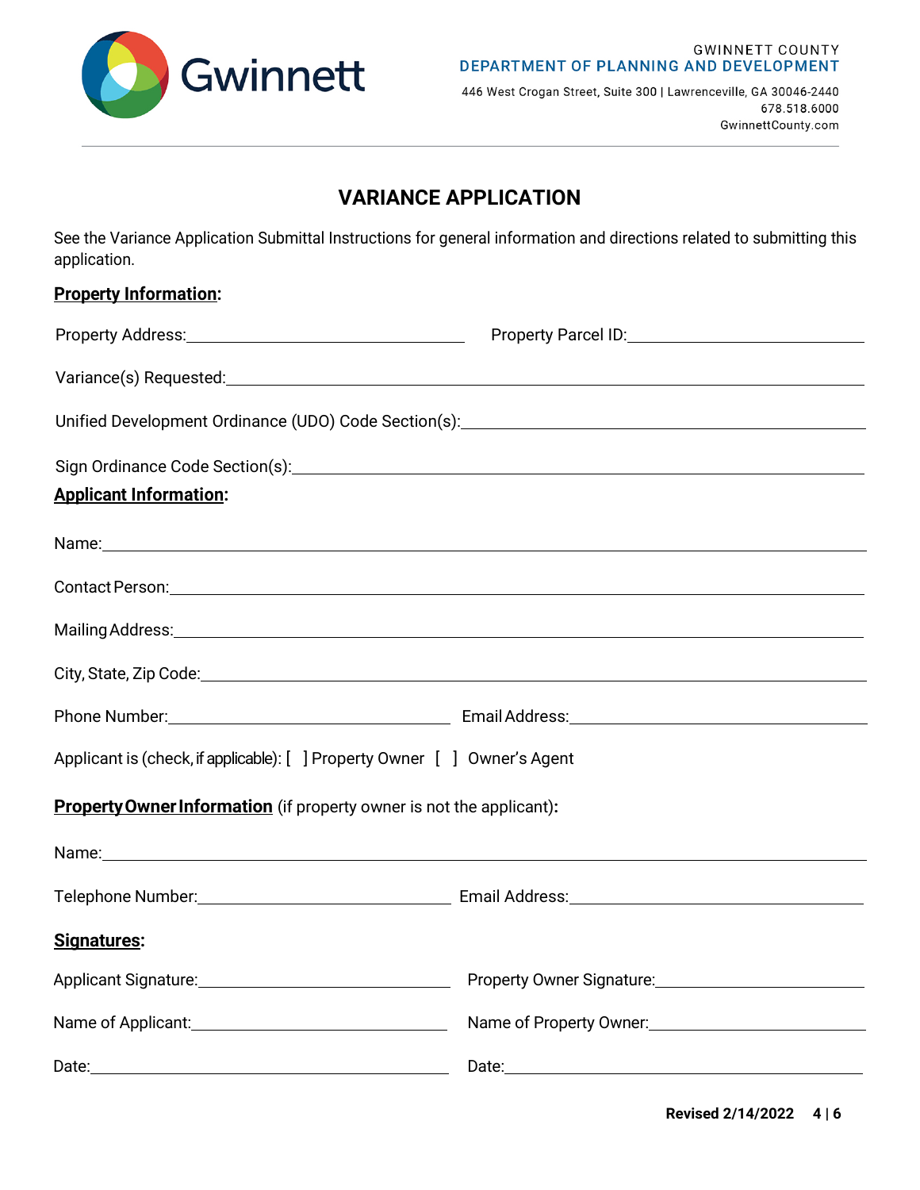GWINNETT COUNTY
DEPARTMENT OF PLANNING AND DEVELOPMENT

446 West Crogan Street, Suite 300 | Lawrenceville, GA 30046-2440
678.518.6000
GwinnettCounty.com

# VARIANCE APPLICATION

See the Variance Application Submittal Instructions for general information and directions related to submitting this application.

**Property Information:**

Property Address: ______________________ Property Parcel ID: ______________________

Variance(s) Requested: ______________________

Unified Development Ordinance (UDO) Code Section(s): ______________________

Sign Ordinance Code Section(s): ______________________

**Applicant Information:**

Name: ______________________

Contact Person: ______________________

Mailing Address: ______________________

City, State, Zip Code: ______________________

Phone Number: ______________________ Email Address: ______________________

Applicant is (check, if applicable): [ ] Property Owner [ ] Owner's Agent

**Property Owner Information** (if property owner is not the applicant)**:**

Name: ______________________

Telephone Number: ______________________ Email Address: ______________________

**Signatures:**

Applicant Signature: ______________________ Property Owner Signature: ______________________

Name of Applicant: ______________________ Name of Property Owner: ______________________

Date: ______________________ Date: ______________________

**Revised 2/14/2022**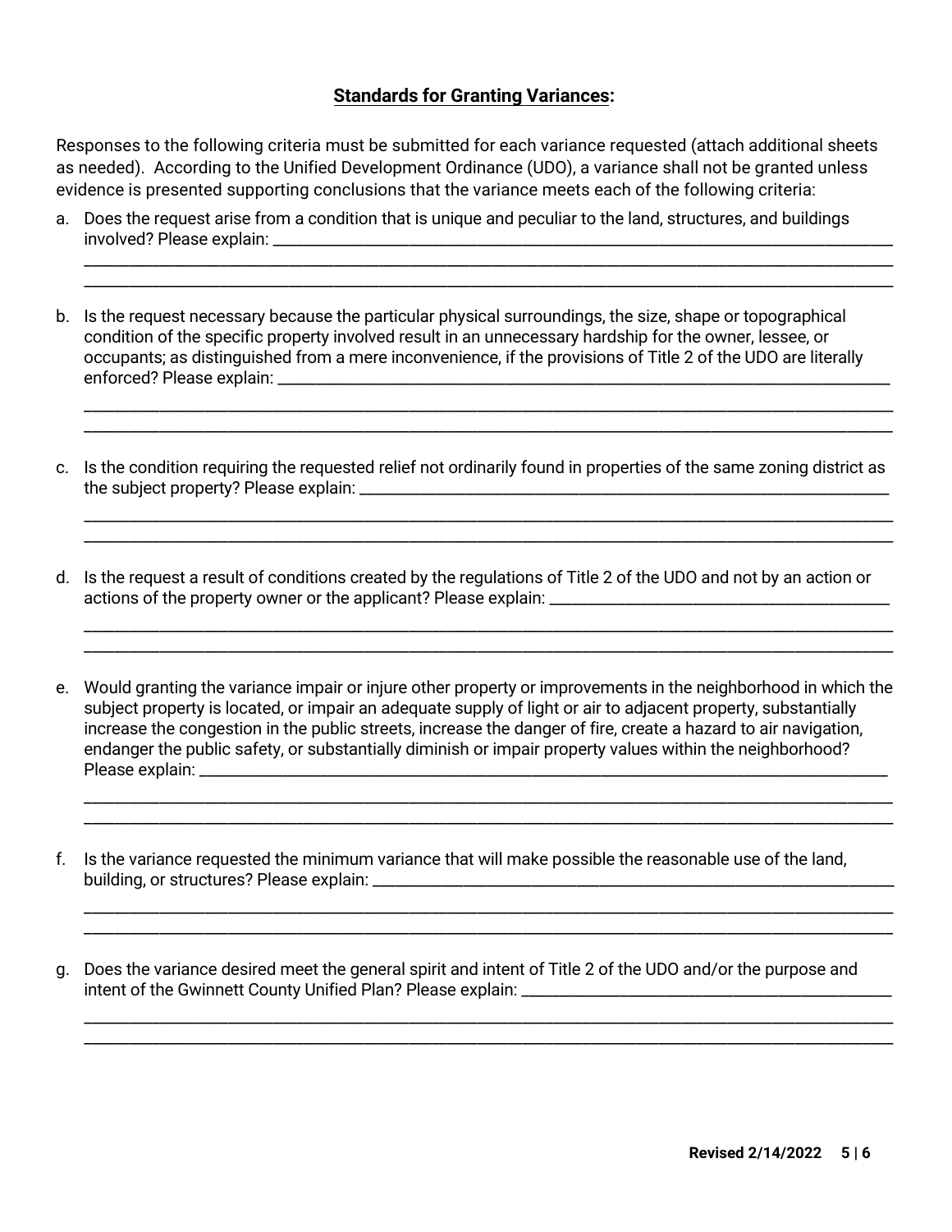## **Standards for Granting Variances:**

Responses to the following criteria must be submitted for each variance requested (attach additional sheets as needed). According to the Unified Development Ordinance (UDO), a variance shall not be granted unless evidence is presented supporting conclusions that the variance meets each of the following criteria:

a. Does the request arise from a condition that is unique and peculiar to the land, structures, and buildings involved? Please explain: ______________________________________________________________

______________________________________________________________

______________________________________________________________

b. Is the request necessary because the particular physical surroundings, the size, shape or topographical condition of the specific property involved result in an unnecessary hardship for the owner, lessee, or occupants; as distinguished from a mere inconvenience, if the provisions of Title 2 of the UDO are literally enforced? Please explain: ______________________________________________________________

______________________________________________________________

______________________________________________________________

c. Is the condition requiring the requested relief not ordinarily found in properties of the same zoning district as the subject property? Please explain: ______________________________________________________________

______________________________________________________________

______________________________________________________________

d. Is the request a result of conditions created by the regulations of Title 2 of the UDO and not by an action or actions of the property owner or the applicant? Please explain: ______________________________________________________________

______________________________________________________________

______________________________________________________________

e. Would granting the variance impair or injure other property or improvements in the neighborhood in which the subject property is located, or impair an adequate supply of light or air to adjacent property, substantially increase the congestion in the public streets, increase the danger of fire, create a hazard to air navigation, endanger the public safety, or substantially diminish or impair property values within the neighborhood? Please explain: ______________________________________________________________

______________________________________________________________

______________________________________________________________

f. Is the variance requested the minimum variance that will make possible the reasonable use of the land, building, or structures? Please explain: ______________________________________________________________

______________________________________________________________

______________________________________________________________

g. Does the variance desired meet the general spirit and intent of Title 2 of the UDO and/or the purpose and intent of the Gwinnett County Unified Plan? Please explain: ______________________________________________________________

______________________________________________________________

______________________________________________________________

**Revised 2/14/2022**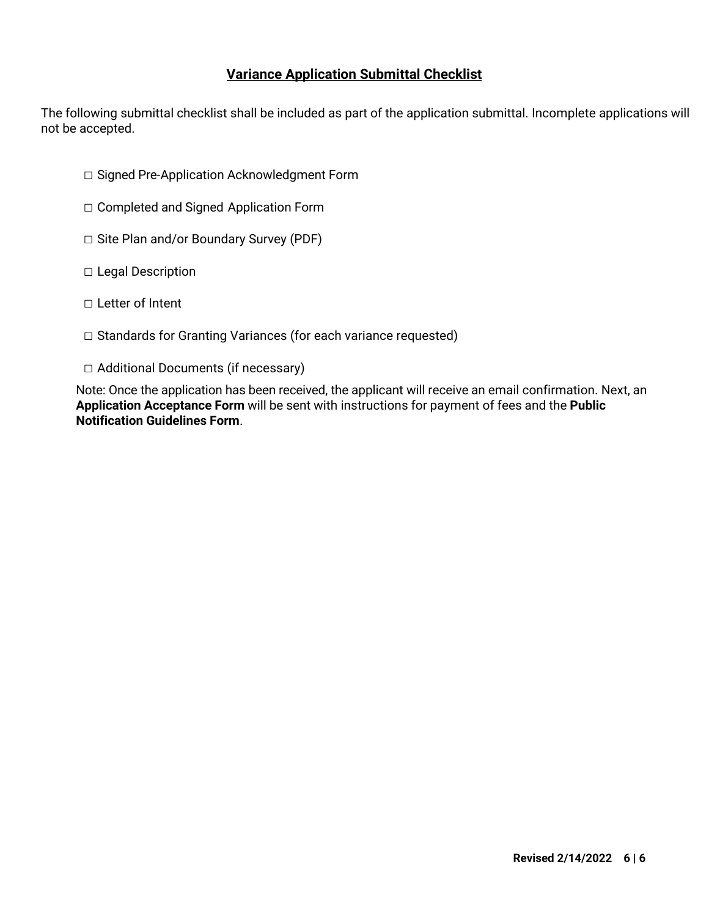## Variance Application Submittal Checklist

The following submittal checklist shall be included as part of the application submittal. Incomplete applications will not be accepted.

- ☐ Signed Pre-Application Acknowledgment Form
- ☐ Completed and Signed Application Form
- ☐ Site Plan and/or Boundary Survey (PDF)
- ☐ Legal Description
- ☐ Letter of Intent
- ☐ Standards for Granting Variances (for each variance requested)
- ☐ Additional Documents (if necessary)

Note: Once the application has been received, the applicant will receive an email confirmation. Next, an **Application Acceptance Form** will be sent with instructions for payment of fees and the **Public Notification Guidelines Form**.